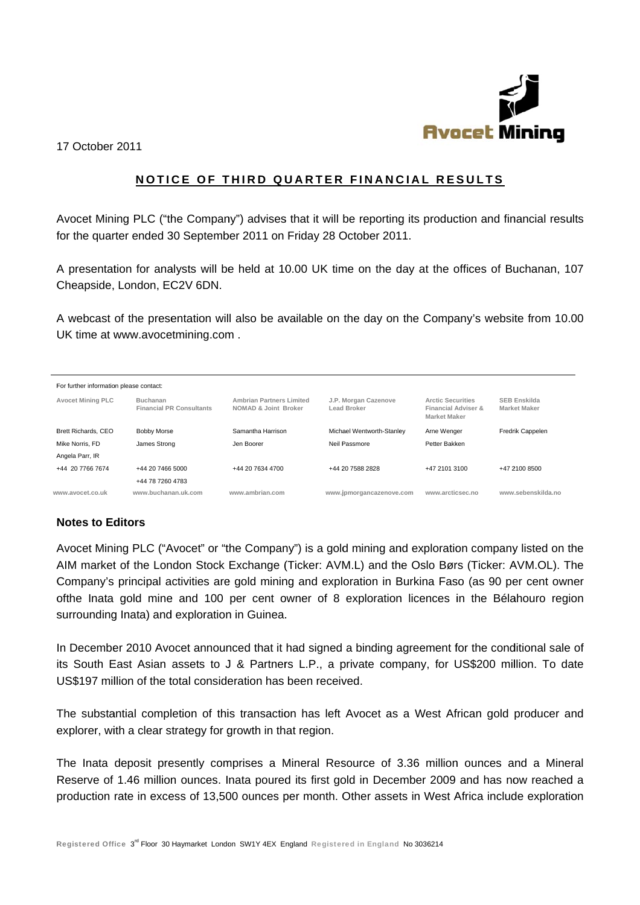17 October 2011

## NOTICE OF THIRD QUARTER FINANCIAL RESULTS

Avocet Mining PLC ("the Company") advises that it will be reporting its production and financial results for the quarter ended 30 September 2011 on Friday 28 October 2011.

A presentation for analysts will be held at 10.00 UK time on the day at the offices of Buchanan, 107 Cheapside, London, EC2V 6DN.

A webcast of the presentation will also be available on the day on the Company's website from 10.00 UK time at www.avocetmining.com .

For further information please contact:

| Avocet Mining PLC | Buchanan Financial PR Consultants | Ambrian Partners Limited NOMAD & Joint Broker | J.P. Morgan Cazenove Lead Broker | Arctic Securities Financial Adviser & Market Maker | SEB Enskilda Market Maker |
|---|---|---|---|---|---|
| Brett Richards, CEO | Bobby Morse | Samantha Harrison | Michael Wentworth-Stanley | Arne Wenger | Fredrik Cappelen |
| Mike Norris, FD | James Strong | Jen Boorer | Neil Passmore | Petter Bakken | |
| Angela Parr, IR | | | | | |
| +44 20 7766 7674 | +44 20 7466 5000 | +44 20 7634 4700 | +44 20 7588 2828 | +47 2101 3100 | +47 2100 8500 |
| | +44 78 7260 4783 | | | | |
| www.avocet.co.uk | www.buchanan.uk.com | www.ambrian.com | www.jpmorgancazenove.com | www.arcticsec.no | www.sebenskilda.no |

### Notes to Editors

Avocet Mining PLC ("Avocet" or "the Company") is a gold mining and exploration company listed on the AIM market of the London Stock Exchange (Ticker: AVM.L) and the Oslo Børs (Ticker: AVM.OL). The Company's principal activities are gold mining and exploration in Burkina Faso (as 90 per cent owner ofthe Inata gold mine and 100 per cent owner of 8 exploration licences in the Bélahouro region surrounding Inata) and exploration in Guinea.

In December 2010 Avocet announced that it had signed a binding agreement for the conditional sale of its South East Asian assets to J & Partners L.P., a private company, for US$200 million. To date US$197 million of the total consideration has been received.

The substantial completion of this transaction has left Avocet as a West African gold producer and explorer, with a clear strategy for growth in that region.

The Inata deposit presently comprises a Mineral Resource of 3.36 million ounces and a Mineral Reserve of 1.46 million ounces. Inata poured its first gold in December 2009 and has now reached a production rate in excess of 13,500 ounces per month. Other assets in West Africa include exploration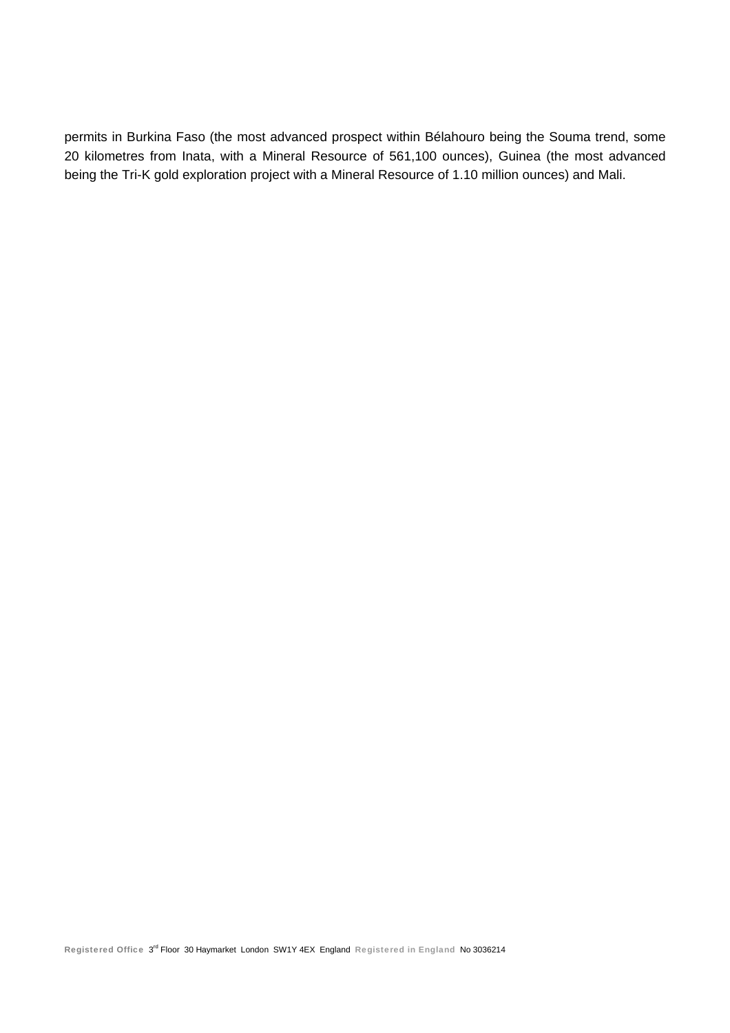permits in Burkina Faso (the most advanced prospect within Bélahouro being the Souma trend, some 20 kilometres from Inata, with a Mineral Resource of 561,100 ounces), Guinea (the most advanced being the Tri-K gold exploration project with a Mineral Resource of 1.10 million ounces) and Mali.